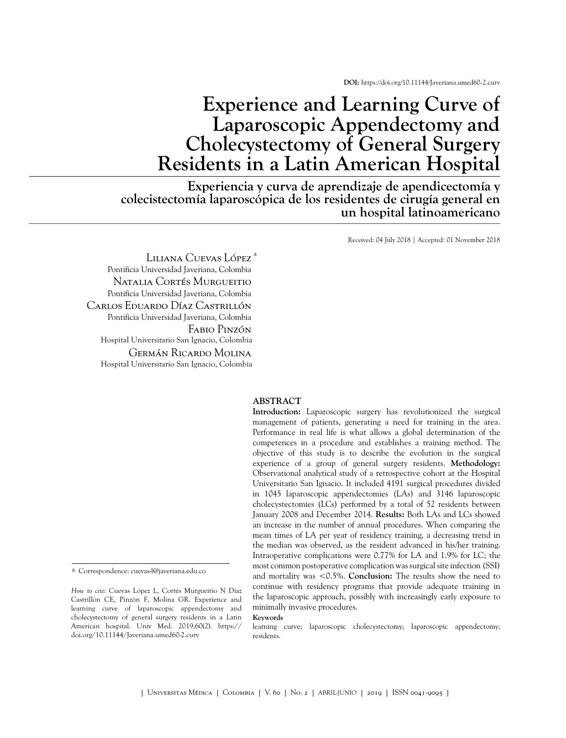DOI: https://doi.org/10.11144/Javeriana.umed60-2.curv

# Experience and Learning Curve of Laparoscopic Appendectomy and Cholecystectomy of General Surgery Residents in a Latin American Hospital

## Experiencia y curva de aprendizaje de apendicectomía y colecistectomía laparoscópica de los residentes de cirugía general en un hospital latinoamericano

Received: 04 July 2018 | Accepted: 01 November 2018

Liliana Cuevas López [a]
Pontificia Universidad Javeriana, Colombia

Natalia Cortés Murgueitio
Pontificia Universidad Javeriana, Colombia

Carlos Eduardo Díaz Castrillón
Pontificia Universidad Javeriana, Colombia

Fabio Pinzón
Hospital Universitario San Ignacio, Colombia

Germán Ricardo Molina
Hospital Universitario San Ignacio, Colombia

### ABSTRACT

**Introduction:** Laparoscopic surgery has revolutionized the surgical management of patients, generating a need for training in the area. Performance in real life is what allows a global determination of the competences in a procedure and establishes a training method. The objective of this study is to describe the evolution in the surgical experience of a group of general surgery residents. **Methodology:** Observational analytical study of a retrospective cohort at the Hospital Universitario San Ignacio. It included 4191 surgical procedures divided in 1045 laparoscopic appendectomies (LAs) and 3146 laparoscopic cholecystectomies (LCs) performed by a total of 52 residents between January 2008 and December 2014. **Results:** Both LAs and LCs showed an increase in the number of annual procedures. When comparing the mean times of LA per year of residency training, a decreasing trend in the median was observed, as the resident advanced in his/her training. Intraoperative complications were 0.77% for LA and 1.9% for LC; the most common postoperative complication was surgical site infection (SSI) and mortality was <0.5%. **Conclusion:** The results show the need to continue with residency programs that provide adequate training in the laparoscopic approach, possibly with increasingly early exposure to minimally invasive procedures.

**Keywords**

learning curve; laparoscopic cholecystectomy; laparoscopic appendectomy; residents.

[a] Correspondence: cuevas-l@javeriana.edu.co

*How to cite*: Cuevas López L, Cortés Murgueitio N Díaz Castrillón CE, Pinzón F, Molina GR. Experience and learning curve of laparoscopic appendectomy and cholecystectomy of general surgery residents in a Latin American hospital. Univ Med. 2019;60(2). https://doi.org/10.11144/Javeriana.umed60-2.curv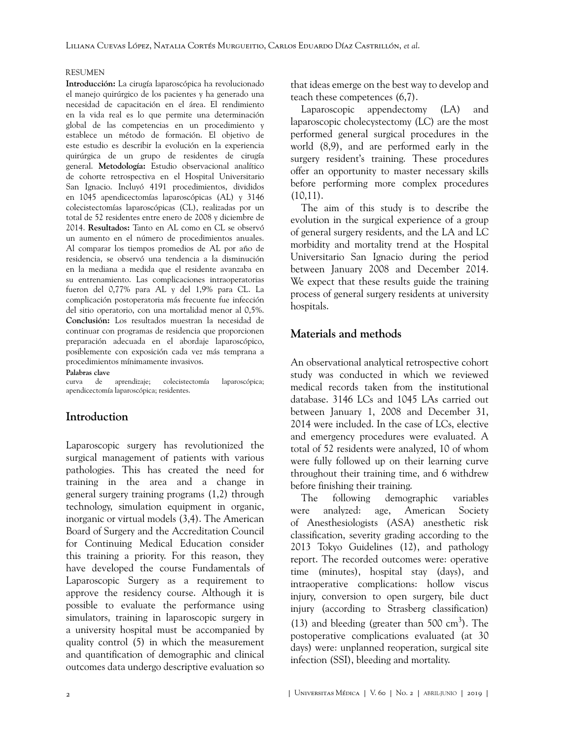RESUMEN

**Introducción:** La cirugía laparoscópica ha revolucionado el manejo quirúrgico de los pacientes y ha generado una necesidad de capacitación en el área. El rendimiento en la vida real es lo que permite una determinación global de las competencias en un procedimiento y establece un método de formación. El objetivo de este estudio es describir la evolución en la experiencia quirúrgica de un grupo de residentes de cirugía general. **Metodología:** Estudio observacional analítico de cohorte retrospectiva en el Hospital Universitario San Ignacio. Incluyó 4191 procedimientos, divididos en 1045 apendicectomías laparoscópicas (AL) y 3146 colecistectomías laparoscópicas (CL), realizadas por un total de 52 residentes entre enero de 2008 y diciembre de 2014. **Resultados:** Tanto en AL como en CL se observó un aumento en el número de procedimientos anuales. Al comparar los tiempos promedios de AL por año de residencia, se observó una tendencia a la disminución en la mediana a medida que el residente avanzaba en su entrenamiento. Las complicaciones intraoperatorias fueron del 0,77% para AL y del 1,9% para CL. La complicación postoperatoria más frecuente fue infección del sitio operatorio, con una mortalidad menor al 0,5%. **Conclusión:** Los resultados muestran la necesidad de continuar con programas de residencia que proporcionen preparación adecuada en el abordaje laparoscópico, posiblemente con exposición cada vez más temprana a procedimientos mínimamente invasivos.

**Palabras clave**

curva de aprendizaje; colecistectomía laparoscópica; apendicectomía laparoscópica; residentes.

## Introduction

Laparoscopic surgery has revolutionized the surgical management of patients with various pathologies. This has created the need for training in the area and a change in general surgery training programs (1,2) through technology, simulation equipment in organic, inorganic or virtual models (3,4). The American Board of Surgery and the Accreditation Council for Continuing Medical Education consider this training a priority. For this reason, they have developed the course Fundamentals of Laparoscopic Surgery as a requirement to approve the residency course. Although it is possible to evaluate the performance using simulators, training in laparoscopic surgery in a university hospital must be accompanied by quality control (5) in which the measurement and quantification of demographic and clinical outcomes data undergo descriptive evaluation so that ideas emerge on the best way to develop and teach these competences (6,7).

Laparoscopic appendectomy (LA) and laparoscopic cholecystectomy (LC) are the most performed general surgical procedures in the world (8,9), and are performed early in the surgery resident's training. These procedures offer an opportunity to master necessary skills before performing more complex procedures (10,11).

The aim of this study is to describe the evolution in the surgical experience of a group of general surgery residents, and the LA and LC morbidity and mortality trend at the Hospital Universitario San Ignacio during the period between January 2008 and December 2014. We expect that these results guide the training process of general surgery residents at university hospitals.

## Materials and methods

An observational analytical retrospective cohort study was conducted in which we reviewed medical records taken from the institutional database. 3146 LCs and 1045 LAs carried out between January 1, 2008 and December 31, 2014 were included. In the case of LCs, elective and emergency procedures were evaluated. A total of 52 residents were analyzed, 10 of whom were fully followed up on their learning curve throughout their training time, and 6 withdrew before finishing their training.

The following demographic variables were analyzed: age, American Society of Anesthesiologists (ASA) anesthetic risk classification, severity grading according to the 2013 Tokyo Guidelines (12), and pathology report. The recorded outcomes were: operative time (minutes), hospital stay (days), and intraoperative complications: hollow viscus injury, conversion to open surgery, bile duct injury (according to Strasberg classification) (13) and bleeding (greater than 500 $cm^3$). The postoperative complications evaluated (at 30 days) were: unplanned reoperation, surgical site infection (SSI), bleeding and mortality.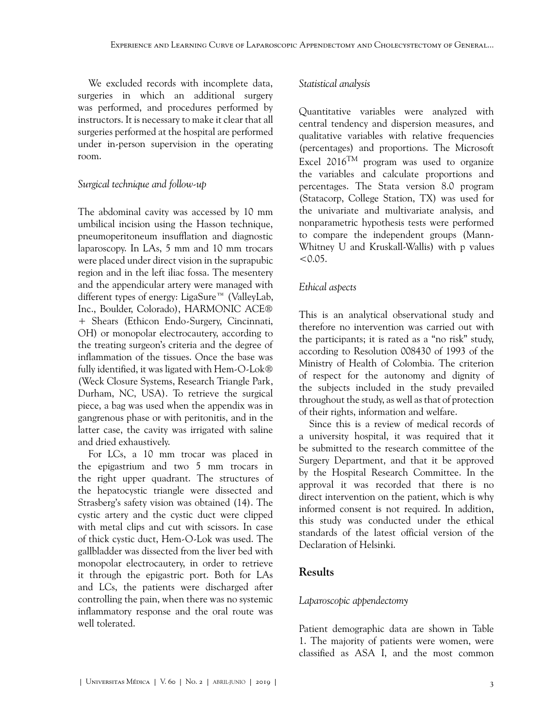We excluded records with incomplete data, surgeries in which an additional surgery was performed, and procedures performed by instructors. It is necessary to make it clear that all surgeries performed at the hospital are performed under in-person supervision in the operating room.

### *Surgical technique and follow-up*

The abdominal cavity was accessed by 10 mm umbilical incision using the Hasson technique, pneumoperitoneum insufflation and diagnostic laparoscopy. In LAs, 5 mm and 10 mm trocars were placed under direct vision in the suprapubic region and in the left iliac fossa. The mesentery and the appendicular artery were managed with different types of energy: LigaSure™ (ValleyLab, Inc., Boulder, Colorado), HARMONIC ACE® + Shears (Ethicon Endo-Surgery, Cincinnati, OH) or monopolar electrocautery, according to the treating surgeon's criteria and the degree of inflammation of the tissues. Once the base was fully identified, it was ligated with Hem-O-Lok® (Weck Closure Systems, Research Triangle Park, Durham, NC, USA). To retrieve the surgical piece, a bag was used when the appendix was in gangrenous phase or with peritonitis, and in the latter case, the cavity was irrigated with saline and dried exhaustively.

For LCs, a 10 mm trocar was placed in the epigastrium and two 5 mm trocars in the right upper quadrant. The structures of the hepatocystic triangle were dissected and Strasberg's safety vision was obtained (14). The cystic artery and the cystic duct were clipped with metal clips and cut with scissors. In case of thick cystic duct, Hem-O-Lok was used. The gallbladder was dissected from the liver bed with monopolar electrocautery, in order to retrieve it through the epigastric port. Both for LAs and LCs, the patients were discharged after controlling the pain, when there was no systemic inflammatory response and the oral route was well tolerated.

### *Statistical analysis*

Quantitative variables were analyzed with central tendency and dispersion measures, and qualitative variables with relative frequencies (percentages) and proportions. The Microsoft Excel 2016™ program was used to organize the variables and calculate proportions and percentages. The Stata version 8.0 program (Statacorp, College Station, TX) was used for the univariate and multivariate analysis, and nonparametric hypothesis tests were performed to compare the independent groups (Mann-Whitney U and Kruskall-Wallis) with p values $<0.05$.

### *Ethical aspects*

This is an analytical observational study and therefore no intervention was carried out with the participants; it is rated as a "no risk" study, according to Resolution 008430 of 1993 of the Ministry of Health of Colombia. The criterion of respect for the autonomy and dignity of the subjects included in the study prevailed throughout the study, as well as that of protection of their rights, information and welfare.

Since this is a review of medical records of a university hospital, it was required that it be submitted to the research committee of the Surgery Department, and that it be approved by the Hospital Research Committee. In the approval it was recorded that there is no direct intervention on the patient, which is why informed consent is not required. In addition, this study was conducted under the ethical standards of the latest official version of the Declaration of Helsinki.

## Results

### *Laparoscopic appendectomy*

Patient demographic data are shown in Table 1. The majority of patients were women, were classified as ASA I, and the most common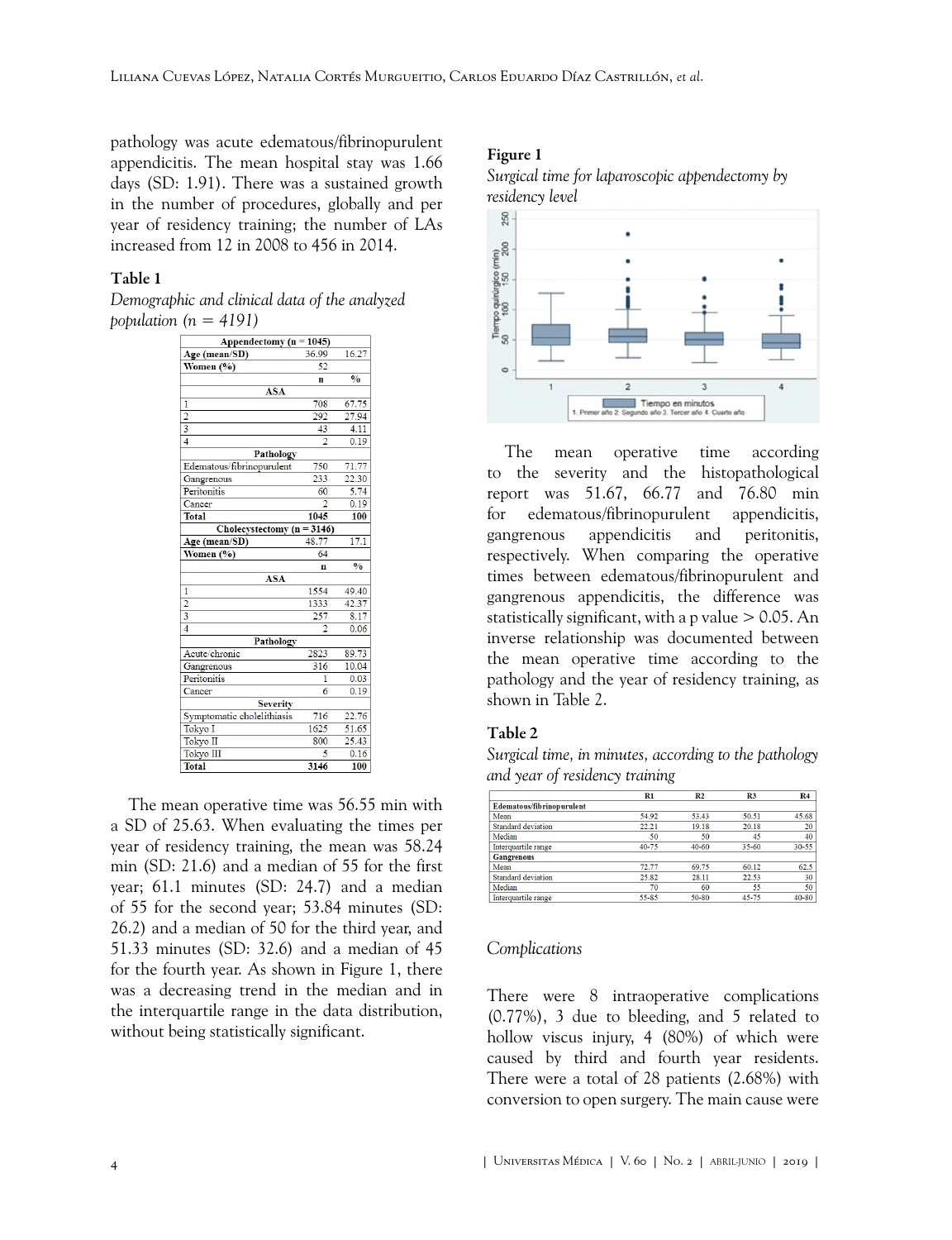pathology was acute edematous/fibrinopurulent appendicitis. The mean hospital stay was 1.66 days (SD: 1.91). There was a sustained growth in the number of procedures, globally and per year of residency training; the number of LAs increased from 12 in 2008 to 456 in 2014.

**Table 1**

*Demographic and clinical data of the analyzed population (n = 4191)*

| Appendectomy (n = 1045) | | |
|---|---|---|
| Age (mean/SD) | 36.99 | 16.27 |
| Women (%) | 52 | |
| | n | % |
| **ASA** | | |
| 1 | 708 | 67.75 |
| 2 | 292 | 27.94 |
| 3 | 43 | 4.11 |
| 4 | 2 | 0.19 |
| **Pathology** | | |
| Edematous/fibrinopurulent | 750 | 71.77 |
| Gangrenous | 233 | 22.30 |
| Peritonitis | 60 | 5.74 |
| Cancer | 2 | 0.19 |
| **Total** | **1045** | **100** |
| **Cholecystectomy (n = 3146)** | | |
| Age (mean/SD) | 48.77 | 17.1 |
| Women (%) | 64 | |
| | n | % |
| **ASA** | | |
| 1 | 1554 | 49.40 |
| 2 | 1333 | 42.37 |
| 3 | 257 | 8.17 |
| 4 | 2 | 0.06 |
| **Pathology** | | |
| Acute/chronic | 2823 | 89.73 |
| Gangrenous | 316 | 10.04 |
| Peritonitis | 1 | 0.03 |
| Cancer | 6 | 0.19 |
| **Severity** | | |
| Symptomatic cholelithiasis | 716 | 22.76 |
| Tokyo I | 1625 | 51.65 |
| Tokyo II | 800 | 25.43 |
| Tokyo III | 5 | 0.16 |
| **Total** | **3146** | **100** |

The mean operative time was 56.55 min with a SD of 25.63. When evaluating the times per year of residency training, the mean was 58.24 min (SD: 21.6) and a median of 55 for the first year; 61.1 minutes (SD: 24.7) and a median of 55 for the second year; 53.84 minutes (SD: 26.2) and a median of 50 for the third year, and 51.33 minutes (SD: 32.6) and a median of 45 for the fourth year. As shown in Figure 1, there was a decreasing trend in the median and in the interquartile range in the data distribution, without being statistically significant.

**Figure 1**

*Surgical time for laparoscopic appendectomy by residency level*

The mean operative time according to the severity and the histopathological report was 51.67, 66.77 and 76.80 min for edematous/fibrinopurulent appendicitis, gangrenous appendicitis and peritonitis, respectively. When comparing the operative times between edematous/fibrinopurulent and gangrenous appendicitis, the difference was statistically significant, with a p value > 0.05. An inverse relationship was documented between the mean operative time according to the pathology and the year of residency training, as shown in Table 2.

**Table 2**

*Surgical time, in minutes, according to the pathology and year of residency training*

| | R1 | R2 | R3 | R4 |
|---|---|---|---|---|
| **Edematous/fibrinopurulent** | | | | |
| Mean | 54.92 | 53.43 | 50.51 | 45.68 |
| Standard deviation | 22.21 | 19.18 | 20.18 | 20 |
| Median | 50 | 50 | 45 | 40 |
| Interquartile range | 40-75 | 40-60 | 35-60 | 30-55 |
| **Gangrenous** | | | | |
| Mean | 72.77 | 69.75 | 60.12 | 62.5 |
| Standard deviation | 25.82 | 28.11 | 22.53 | 30 |
| Median | 70 | 60 | 55 | 50 |
| Interquartile range | 55-85 | 50-80 | 45-75 | 40-80 |

*Complications*

There were 8 intraoperative complications (0.77%), 3 due to bleeding, and 5 related to hollow viscus injury, 4 (80%) of which were caused by third and fourth year residents. There were a total of 28 patients (2.68%) with conversion to open surgery. The main cause were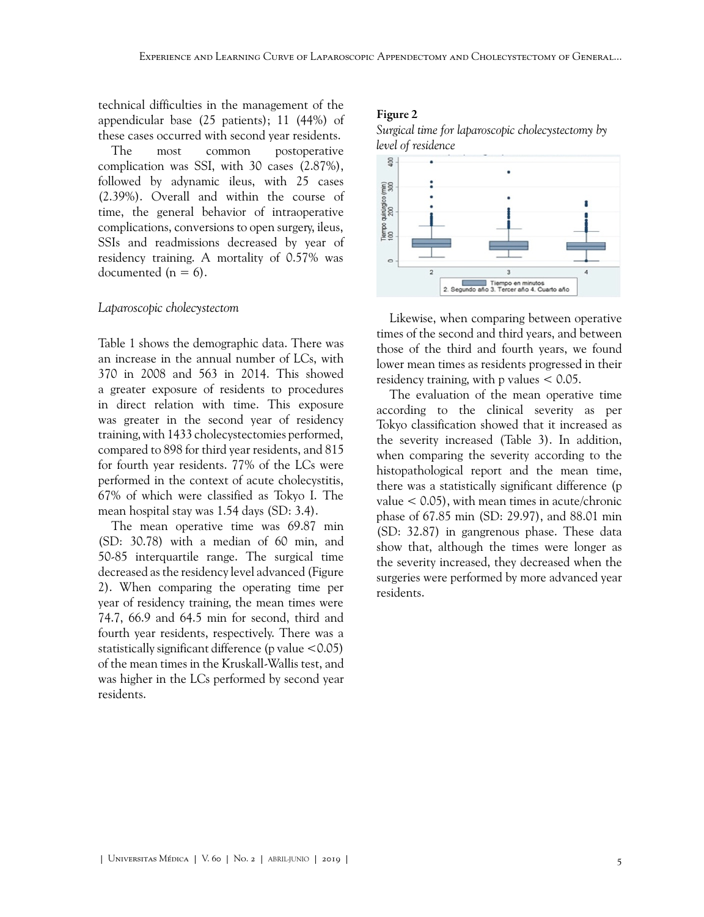technical difficulties in the management of the appendicular base (25 patients); 11 (44%) of these cases occurred with second year residents.

The most common postoperative complication was SSI, with 30 cases (2.87%), followed by adynamic ileus, with 25 cases (2.39%). Overall and within the course of time, the general behavior of intraoperative complications, conversions to open surgery, ileus, SSIs and readmissions decreased by year of residency training. A mortality of 0.57% was documented (n = 6).

### *Laparoscopic cholecystectom*

Table 1 shows the demographic data. There was an increase in the annual number of LCs, with 370 in 2008 and 563 in 2014. This showed a greater exposure of residents to procedures in direct relation with time. This exposure was greater in the second year of residency training, with 1433 cholecystectomies performed, compared to 898 for third year residents, and 815 for fourth year residents. 77% of the LCs were performed in the context of acute cholecystitis, 67% of which were classified as Tokyo I. The mean hospital stay was 1.54 days (SD: 3.4).

The mean operative time was 69.87 min (SD: 30.78) with a median of 60 min, and 50-85 interquartile range. The surgical time decreased as the residency level advanced (Figure 2). When comparing the operating time per year of residency training, the mean times were 74.7, 66.9 and 64.5 min for second, third and fourth year residents, respectively. There was a statistically significant difference ($p$ value $<0.05$) of the mean times in the Kruskall-Wallis test, and was higher in the LCs performed by second year residents.

**Figure 2**

*Surgical time for laparoscopic cholecystectomy by level of residence*

Likewise, when comparing between operative times of the second and third years, and between those of the third and fourth years, we found lower mean times as residents progressed in their residency training, with $p$ values $< 0.05$.

The evaluation of the mean operative time according to the clinical severity as per Tokyo classification showed that it increased as the severity increased (Table 3). In addition, when comparing the severity according to the histopathological report and the mean time, there was a statistically significant difference ($p$ value $< 0.05$), with mean times in acute/chronic phase of 67.85 min (SD: 29.97), and 88.01 min (SD: 32.87) in gangrenous phase. These data show that, although the times were longer as the severity increased, they decreased when the surgeries were performed by more advanced year residents.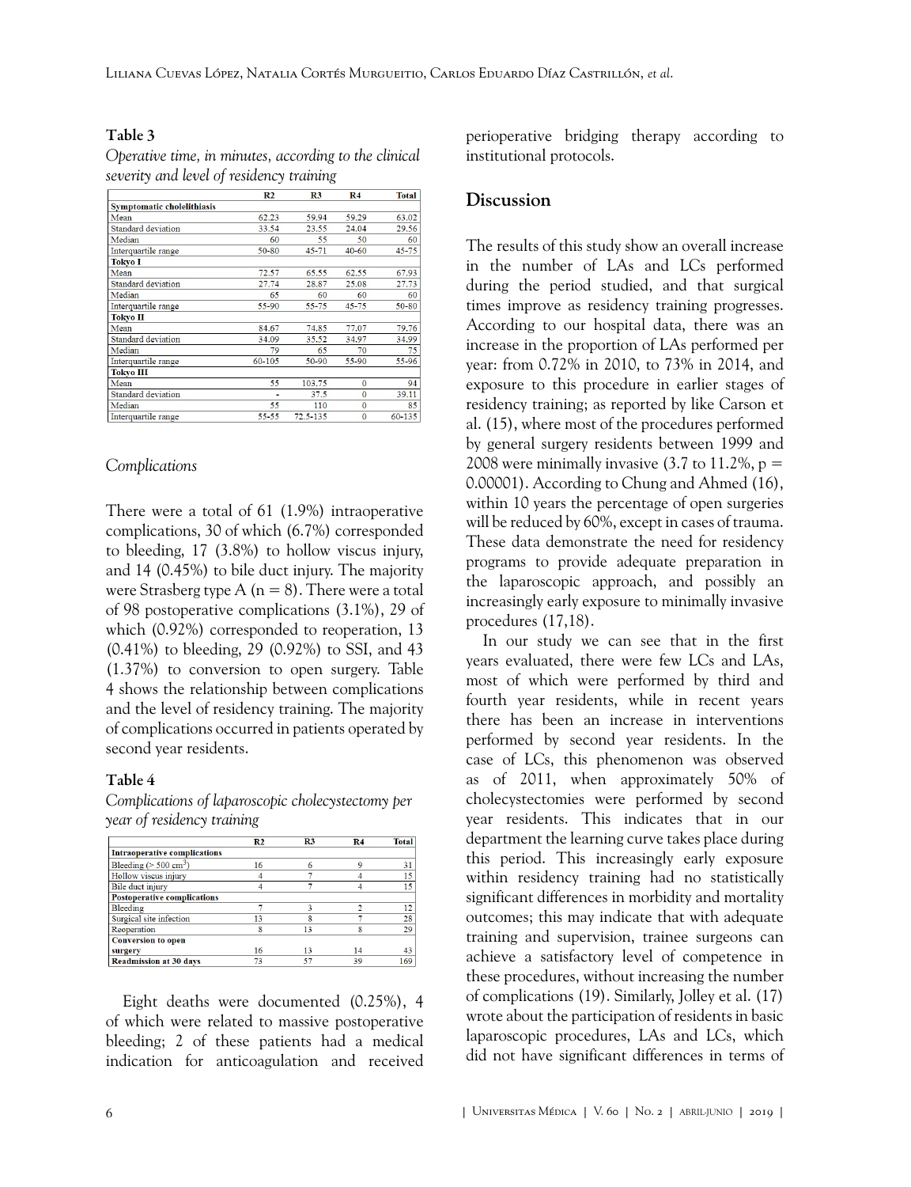**Table 3**

*Operative time, in minutes, according to the clinical severity and level of residency training*

| | R2 | R3 | R4 | Total |
|---|---|---|---|---|
| **Symptomatic cholelithiasis** | | | | |
| Mean | 62.23 | 59.94 | 59.29 | 63.02 |
| Standard deviation | 33.54 | 23.55 | 24.04 | 29.56 |
| Median | 60 | 55 | 50 | 60 |
| Interquartile range | 50-80 | 45-71 | 40-60 | 45-75 |
| **Tokyo I** | | | | |
| Mean | 72.57 | 65.55 | 62.55 | 67.93 |
| Standard deviation | 27.74 | 28.87 | 25.08 | 27.73 |
| Median | 65 | 60 | 60 | 60 |
| Interquartile range | 55-90 | 55-75 | 45-75 | 50-80 |
| **Tokyo II** | | | | |
| Mean | 84.67 | 74.85 | 77.07 | 79.76 |
| Standard deviation | 34.09 | 35.52 | 34.97 | 34.99 |
| Median | 79 | 65 | 70 | 75 |
| Interquartile range | 60-105 | 50-90 | 55-90 | 55-96 |
| **Tokyo III** | | | | |
| Mean | 55 | 103.75 | 0 | 94 |
| Standard deviation | - | 37.5 | 0 | 39.11 |
| Median | 55 | 110 | 0 | 85 |
| Interquartile range | 55-55 | 72.5-135 | 0 | 60-135 |

### *Complications*

There were a total of 61 (1.9%) intraoperative complications, 30 of which (6.7%) corresponded to bleeding, 17 (3.8%) to hollow viscus injury, and 14 (0.45%) to bile duct injury. The majority were Strasberg type A (n = 8). There were a total of 98 postoperative complications (3.1%), 29 of which (0.92%) corresponded to reoperation, 13 (0.41%) to bleeding, 29 (0.92%) to SSI, and 43 (1.37%) to conversion to open surgery. Table 4 shows the relationship between complications and the level of residency training. The majority of complications occurred in patients operated by second year residents.

**Table 4**

*Complications of laparoscopic cholecystectomy per year of residency training*

| | R2 | R3 | R4 | Total |
|---|---|---|---|---|
| **Intraoperative complications** | | | | |
| Bleeding (> 500 $cm^3$) | 16 | 6 | 9 | 31 |
| Hollow viscus injury | 4 | 7 | 4 | 15 |
| Bile duct injury | 4 | 7 | 4 | 15 |
| **Postoperative complications** | | | | |
| Bleeding | 7 | 3 | 2 | 12 |
| Surgical site infection | 13 | 8 | 7 | 28 |
| Reoperation | 8 | 13 | 8 | 29 |
| **Conversion to open surgery** | 16 | 13 | 14 | 43 |
| **Readmission at 30 days** | 73 | 57 | 39 | 169 |

Eight deaths were documented (0.25%), 4 of which were related to massive postoperative bleeding; 2 of these patients had a medical indication for anticoagulation and received perioperative bridging therapy according to institutional protocols.

## Discussion

The results of this study show an overall increase in the number of LAs and LCs performed during the period studied, and that surgical times improve as residency training progresses. According to our hospital data, there was an increase in the proportion of LAs performed per year: from 0.72% in 2010, to 73% in 2014, and exposure to this procedure in earlier stages of residency training; as reported by like Carson et al. (15), where most of the procedures performed by general surgery residents between 1999 and 2008 were minimally invasive (3.7 to 11.2%, p = 0.00001). According to Chung and Ahmed (16), within 10 years the percentage of open surgeries will be reduced by 60%, except in cases of trauma. These data demonstrate the need for residency programs to provide adequate preparation in the laparoscopic approach, and possibly an increasingly early exposure to minimally invasive procedures (17,18).

In our study we can see that in the first years evaluated, there were few LCs and LAs, most of which were performed by third and fourth year residents, while in recent years there has been an increase in interventions performed by second year residents. In the case of LCs, this phenomenon was observed as of 2011, when approximately 50% of cholecystectomies were performed by second year residents. This indicates that in our department the learning curve takes place during this period. This increasingly early exposure within residency training had no statistically significant differences in morbidity and mortality outcomes; this may indicate that with adequate training and supervision, trainee surgeons can achieve a satisfactory level of competence in these procedures, without increasing the number of complications (19). Similarly, Jolley et al. (17) wrote about the participation of residents in basic laparoscopic procedures, LAs and LCs, which did not have significant differences in terms of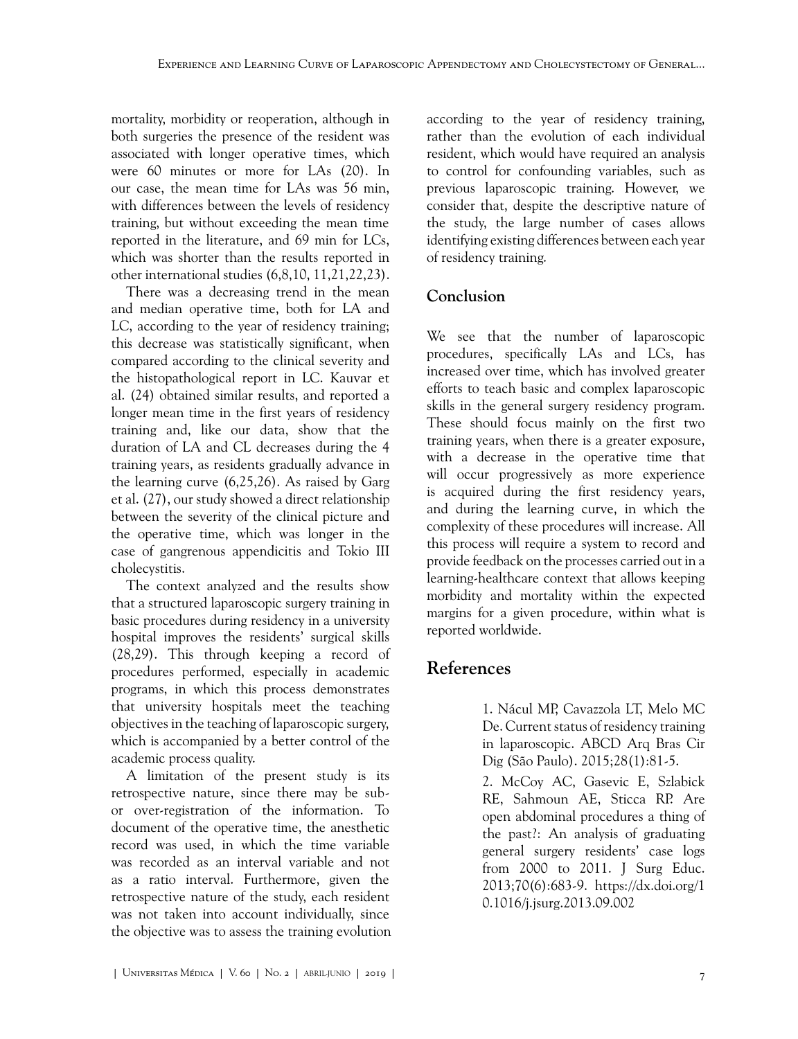mortality, morbidity or reoperation, although in both surgeries the presence of the resident was associated with longer operative times, which were 60 minutes or more for LAs (20). In our case, the mean time for LAs was 56 min, with differences between the levels of residency training, but without exceeding the mean time reported in the literature, and 69 min for LCs, which was shorter than the results reported in other international studies (6,8,10, 11,21,22,23).

There was a decreasing trend in the mean and median operative time, both for LA and LC, according to the year of residency training; this decrease was statistically significant, when compared according to the clinical severity and the histopathological report in LC. Kauvar et al. (24) obtained similar results, and reported a longer mean time in the first years of residency training and, like our data, show that the duration of LA and CL decreases during the 4 training years, as residents gradually advance in the learning curve (6,25,26). As raised by Garg et al. (27), our study showed a direct relationship between the severity of the clinical picture and the operative time, which was longer in the case of gangrenous appendicitis and Tokio III cholecystitis.

The context analyzed and the results show that a structured laparoscopic surgery training in basic procedures during residency in a university hospital improves the residents' surgical skills (28,29). This through keeping a record of procedures performed, especially in academic programs, in which this process demonstrates that university hospitals meet the teaching objectives in the teaching of laparoscopic surgery, which is accompanied by a better control of the academic process quality.

A limitation of the present study is its retrospective nature, since there may be sub- or over-registration of the information. To document of the operative time, the anesthetic record was used, in which the time variable was recorded as an interval variable and not as a ratio interval. Furthermore, given the retrospective nature of the study, each resident was not taken into account individually, since the objective was to assess the training evolution according to the year of residency training, rather than the evolution of each individual resident, which would have required an analysis to control for confounding variables, such as previous laparoscopic training. However, we consider that, despite the descriptive nature of the study, the large number of cases allows identifying existing differences between each year of residency training.

## Conclusion

We see that the number of laparoscopic procedures, specifically LAs and LCs, has increased over time, which has involved greater efforts to teach basic and complex laparoscopic skills in the general surgery residency program. These should focus mainly on the first two training years, when there is a greater exposure, with a decrease in the operative time that will occur progressively as more experience is acquired during the first residency years, and during the learning curve, in which the complexity of these procedures will increase. All this process will require a system to record and provide feedback on the processes carried out in a learning-healthcare context that allows keeping morbidity and mortality within the expected margins for a given procedure, within what is reported worldwide.

## References

1. Nácul MP, Cavazzola LT, Melo MC De. Current status of residency training in laparoscopic. ABCD Arq Bras Cir Dig (São Paulo). 2015;28(1):81-5.

2. McCoy AC, Gasevic E, Szlabick RE, Sahmoun AE, Sticca RP. Are open abdominal procedures a thing of the past?: An analysis of graduating general surgery residents' case logs from 2000 to 2011. J Surg Educ. 2013;70(6):683-9. https://dx.doi.org/10.1016/j.jsurg.2013.09.002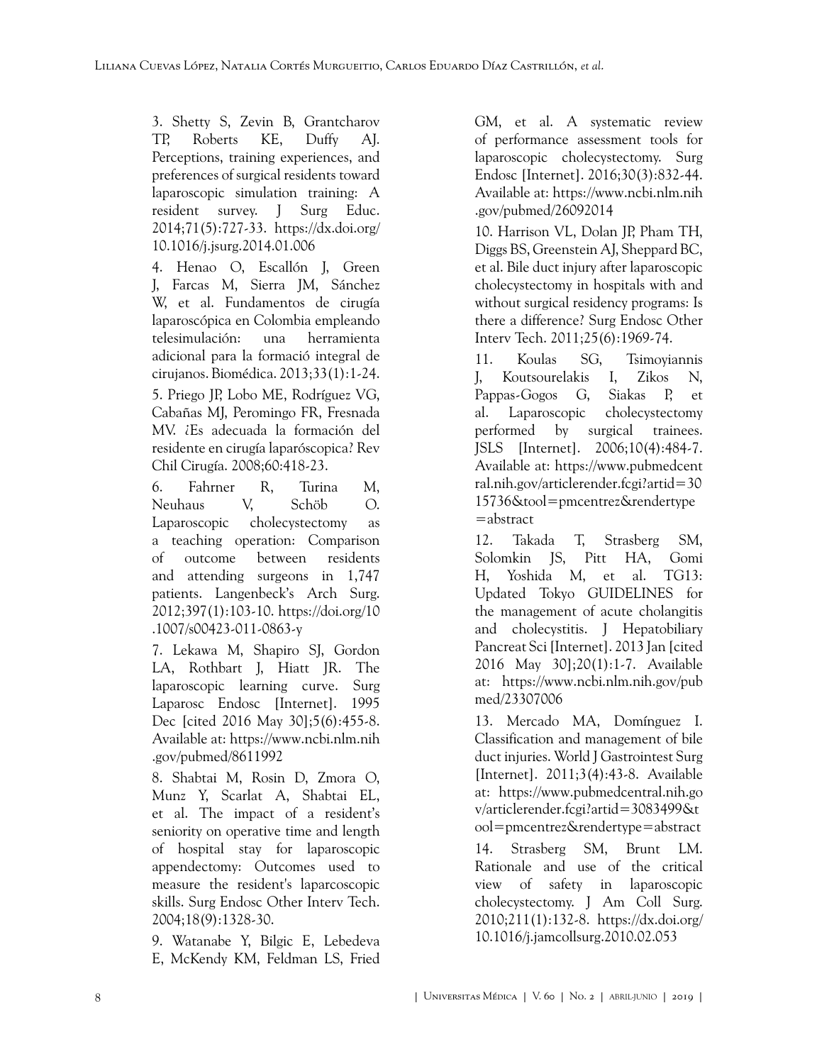3. Shetty S, Zevin B, Grantcharov TP, Roberts KE, Duffy AJ. Perceptions, training experiences, and preferences of surgical residents toward laparoscopic simulation training: A resident survey. J Surg Educ. 2014;71(5):727-33. https://dx.doi.org/10.1016/j.jsurg.2014.01.006

4. Henao O, Escallón J, Green J, Farcas M, Sierra JM, Sánchez W, et al. Fundamentos de cirugía laparoscópica en Colombia empleando telesimulación: una herramienta adicional para la formació integral de cirujanos. Biomédica. 2013;33(1):1-24.

5. Priego JP, Lobo ME, Rodríguez VG, Cabañas MJ, Peromingo FR, Fresnada MV. ¿Es adecuada la formación del residente en cirugía laparóscopica? Rev Chil Cirugía. 2008;60:418-23.

6. Fahrner R, Turina M, Neuhaus V, Schöb O. Laparoscopic cholecystectomy as a teaching operation: Comparison of outcome between residents and attending surgeons in 1,747 patients. Langenbeck's Arch Surg. 2012;397(1):103-10. https://doi.org/10.1007/s00423-011-0863-y

7. Lekawa M, Shapiro SJ, Gordon LA, Rothbart J, Hiatt JR. The laparoscopic learning curve. Surg Laparosc Endosc [Internet]. 1995 Dec [cited 2016 May 30];5(6):455-8. Available at: https://www.ncbi.nlm.nih.gov/pubmed/8611992

8. Shabtai M, Rosin D, Zmora O, Munz Y, Scarlat A, Shabtai EL, et al. The impact of a resident's seniority on operative time and length of hospital stay for laparoscopic appendectomy: Outcomes used to measure the resident's laparcoscopic skills. Surg Endosc Other Interv Tech. 2004;18(9):1328-30.

9. Watanabe Y, Bilgic E, Lebedeva E, McKendy KM, Feldman LS, Fried GM, et al. A systematic review of performance assessment tools for laparoscopic cholecystectomy. Surg Endosc [Internet]. 2016;30(3):832-44. Available at: https://www.ncbi.nlm.nih.gov/pubmed/26092014

10. Harrison VL, Dolan JP, Pham TH, Diggs BS, Greenstein AJ, Sheppard BC, et al. Bile duct injury after laparoscopic cholecystectomy in hospitals with and without surgical residency programs: Is there a difference? Surg Endosc Other Interv Tech. 2011;25(6):1969-74.

11. Koulas SG, Tsimoyiannis J, Koutsourelakis I, Zikos N, Pappas-Gogos G, Siakas P, et al. Laparoscopic cholecystectomy performed by surgical trainees. JSLS [Internet]. 2006;10(4):484-7. Available at: https://www.pubmedcentral.nih.gov/articlerender.fcgi?artid=3015736&tool=pmcentrez&rendertype=abstract

12. Takada T, Strasberg SM, Solomkin JS, Pitt HA, Gomi H, Yoshida M, et al. TG13: Updated Tokyo GUIDELINES for the management of acute cholangitis and cholecystitis. J Hepatobiliary Pancreat Sci [Internet]. 2013 Jan [cited 2016 May 30];20(1):1-7. Available at: https://www.ncbi.nlm.nih.gov/pubmed/23307006

13. Mercado MA, Domínguez I. Classification and management of bile duct injuries. World J Gastrointest Surg [Internet]. 2011;3(4):43-8. Available at: https://www.pubmedcentral.nih.gov/articlerender.fcgi?artid=3083499&tool=pmcentrez&rendertype=abstract

14. Strasberg SM, Brunt LM. Rationale and use of the critical view of safety in laparoscopic cholecystectomy. J Am Coll Surg. 2010;211(1):132-8. https://dx.doi.org/10.1016/j.jamcollsurg.2010.02.053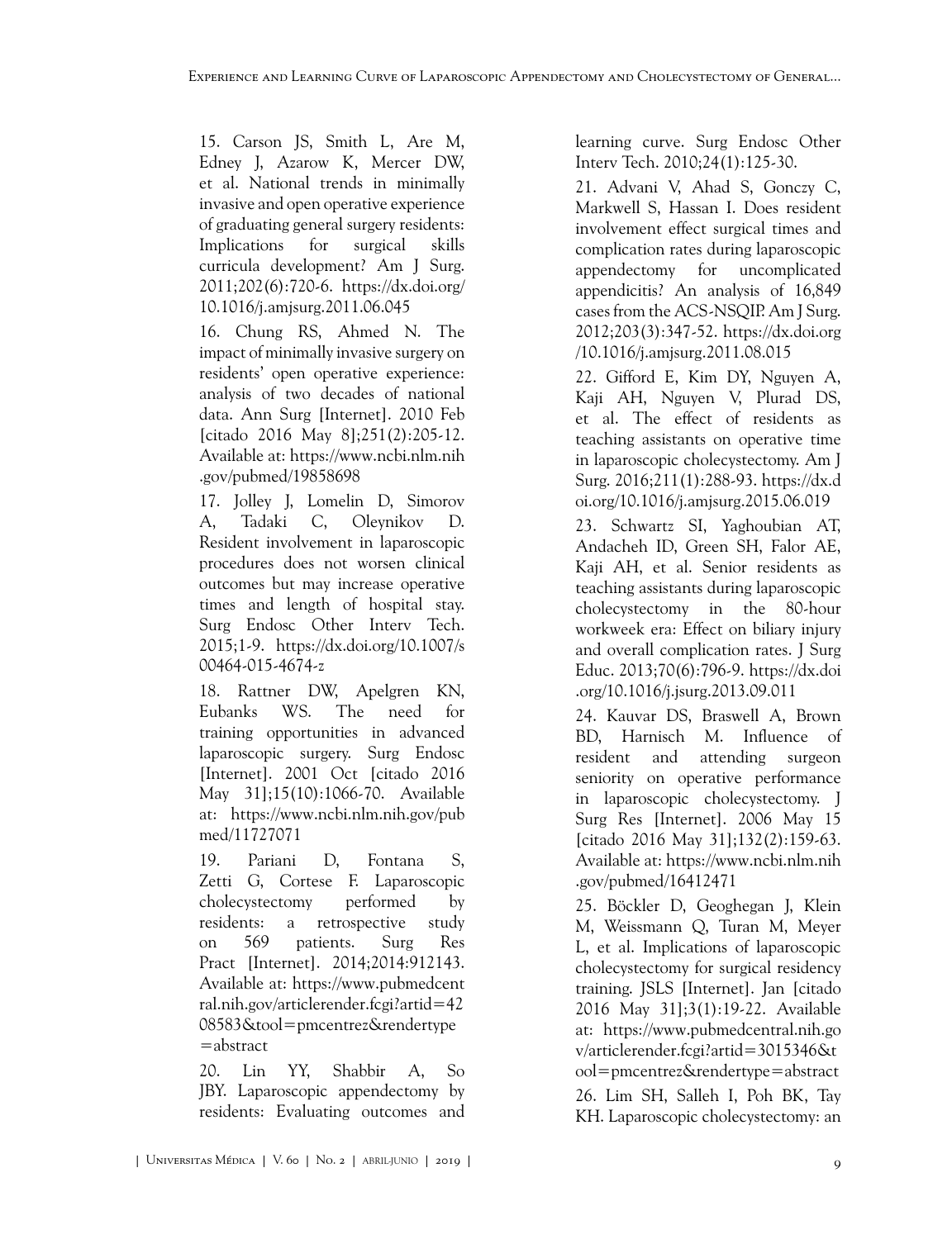15. Carson JS, Smith L, Are M, Edney J, Azarow K, Mercer DW, et al. National trends in minimally invasive and open operative experience of graduating general surgery residents: Implications for surgical skills curricula development? Am J Surg. 2011;202(6):720-6. https://dx.doi.org/10.1016/j.amjsurg.2011.06.045

16. Chung RS, Ahmed N. The impact of minimally invasive surgery on residents' open operative experience: analysis of two decades of national data. Ann Surg [Internet]. 2010 Feb [citado 2016 May 8];251(2):205-12. Available at: https://www.ncbi.nlm.nih.gov/pubmed/19858698

17. Jolley J, Lomelin D, Simorov A, Tadaki C, Oleynikov D. Resident involvement in laparoscopic procedures does not worsen clinical outcomes but may increase operative times and length of hospital stay. Surg Endosc Other Interv Tech. 2015;1-9. https://dx.doi.org/10.1007/s00464-015-4674-z

18. Rattner DW, Apelgren KN, Eubanks WS. The need for training opportunities in advanced laparoscopic surgery. Surg Endosc [Internet]. 2001 Oct [citado 2016 May 31];15(10):1066-70. Available at: https://www.ncbi.nlm.nih.gov/pubmed/11727071

19. Pariani D, Fontana S, Zetti G, Cortese F. Laparoscopic cholecystectomy performed by residents: a retrospective study on 569 patients. Surg Res Pract [Internet]. 2014;2014:912143. Available at: https://www.pubmedcentral.nih.gov/articlerender.fcgi?artid=4208583&tool=pmcentrez&rendertype=abstract

20. Lin YY, Shabbir A, So JBY. Laparoscopic appendectomy by residents: Evaluating outcomes and learning curve. Surg Endosc Other Interv Tech. 2010;24(1):125-30.

21. Advani V, Ahad S, Gonczy C, Markwell S, Hassan I. Does resident involvement effect surgical times and complication rates during laparoscopic appendectomy for uncomplicated appendicitis? An analysis of 16,849 cases from the ACS-NSQIP. Am J Surg. 2012;203(3):347-52. https://dx.doi.org/10.1016/j.amjsurg.2011.08.015

22. Gifford E, Kim DY, Nguyen A, Kaji AH, Nguyen V, Plurad DS, et al. The effect of residents as teaching assistants on operative time in laparoscopic cholecystectomy. Am J Surg. 2016;211(1):288-93. https://dx.doi.org/10.1016/j.amjsurg.2015.06.019

23. Schwartz SI, Yaghoubian AT, Andacheh ID, Green SH, Falor AE, Kaji AH, et al. Senior residents as teaching assistants during laparoscopic cholecystectomy in the 80-hour workweek era: Effect on biliary injury and overall complication rates. J Surg Educ. 2013;70(6):796-9. https://dx.doi.org/10.1016/j.jsurg.2013.09.011

24. Kauvar DS, Braswell A, Brown BD, Harnisch M. Influence of resident and attending surgeon seniority on operative performance in laparoscopic cholecystectomy. J Surg Res [Internet]. 2006 May 15 [citado 2016 May 31];132(2):159-63. Available at: https://www.ncbi.nlm.nih.gov/pubmed/16412471

25. Böckler D, Geoghegan J, Klein M, Weissmann Q, Turan M, Meyer L, et al. Implications of laparoscopic cholecystectomy for surgical residency training. JSLS [Internet]. Jan [citado 2016 May 31];3(1):19-22. Available at: https://www.pubmedcentral.nih.gov/articlerender.fcgi?artid=3015346&tool=pmcentrez&rendertype=abstract

26. Lim SH, Salleh I, Poh BK, Tay KH. Laparoscopic cholecystectomy: an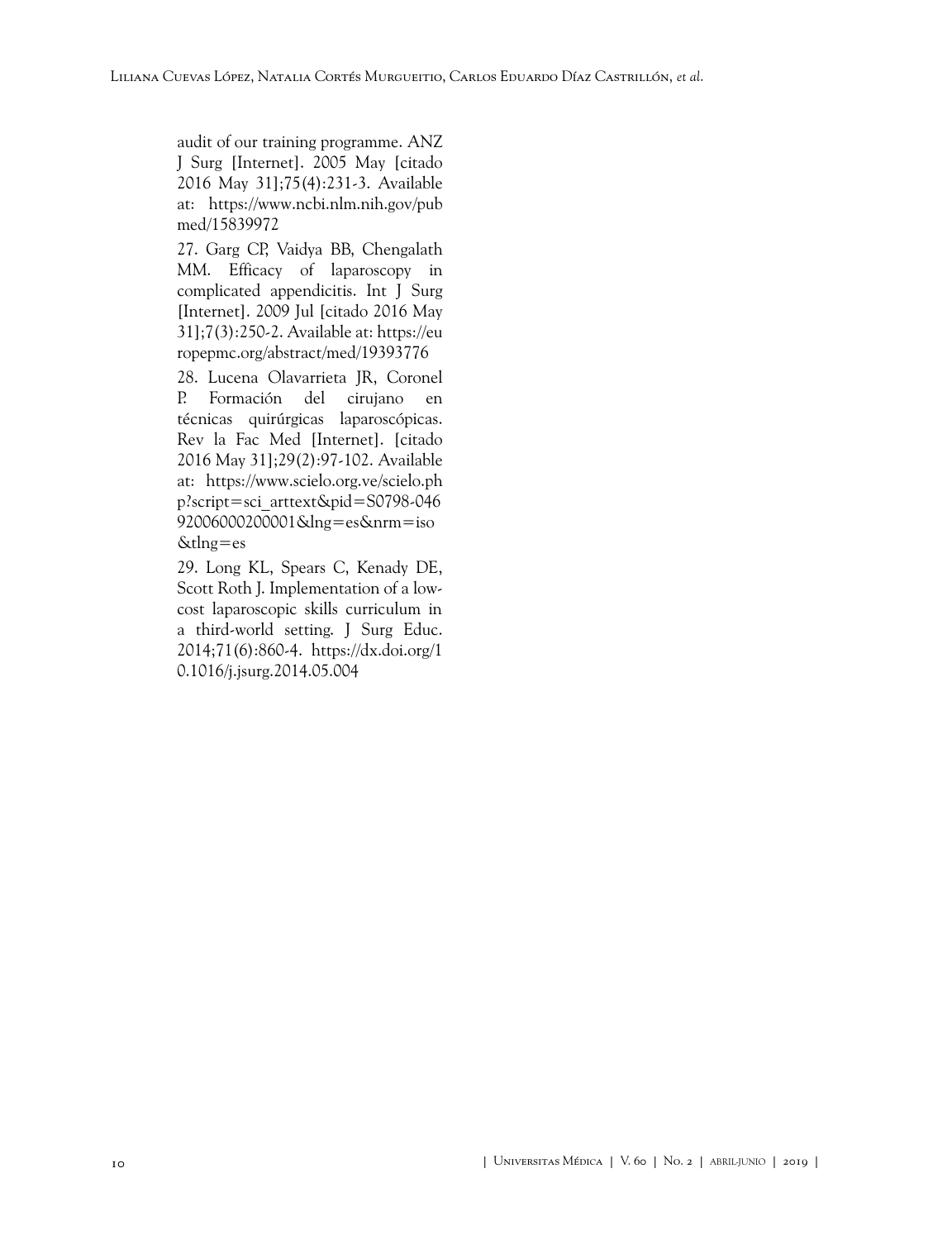audit of our training programme. ANZ J Surg [Internet]. 2005 May [citado 2016 May 31];75(4):231-3. Available at: https://www.ncbi.nlm.nih.gov/pubmed/15839972

27. Garg CP, Vaidya BB, Chengalath MM. Efficacy of laparoscopy in complicated appendicitis. Int J Surg [Internet]. 2009 Jul [citado 2016 May 31];7(3):250-2. Available at: https://europepmc.org/abstract/med/19393776

28. Lucena Olavarrieta JR, Coronel P. Formación del cirujano en técnicas quirúrgicas laparoscópicas. Rev la Fac Med [Internet]. [citado 2016 May 31];29(2):97-102. Available at: https://www.scielo.org.ve/scielo.php?script=sci_arttext&pid=S0798-04692006000200001&lng=es&nrm=iso&tlng=es

29. Long KL, Spears C, Kenady DE, Scott Roth J. Implementation of a low-cost laparoscopic skills curriculum in a third-world setting. J Surg Educ. 2014;71(6):860-4. https://dx.doi.org/10.1016/j.jsurg.2014.05.004